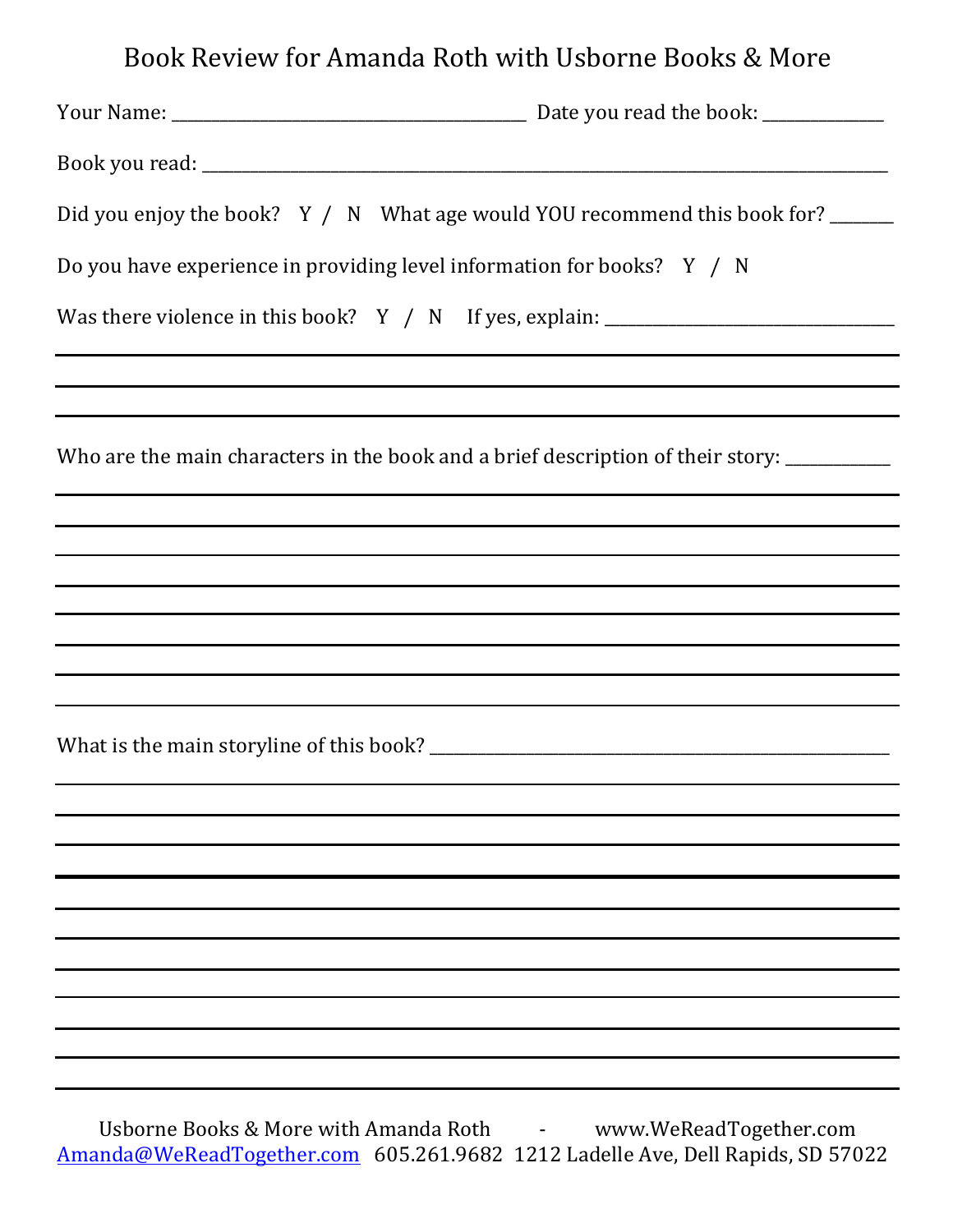# Book Review for Amanda Roth with Usborne Books & More

Your Name: ________________________________________ Date you read the book: ______________

Book you read: ________________________________________________________________________________

Did you enjoy the book? Y / N What age would YOU recommend this book for? _______

Do you have experience in providing level information for books? Y / N

Was there violence in this book? Y / N If yes, explain: _________________________________

_____________________________________________________________________________________________

_____________________________________________________________________________________________

_____________________________________________________________________________________________

Who are the main characters in the book and a brief description of their story: ____________

_____________________________________________________________________________________________

_____________________________________________________________________________________________

_____________________________________________________________________________________________

_____________________________________________________________________________________________

_____________________________________________________________________________________________

_____________________________________________________________________________________________

_____________________________________________________________________________________________

_____________________________________________________________________________________________

What is the main storyline of this book? ________________________________________________________

_____________________________________________________________________________________________

_____________________________________________________________________________________________

_____________________________________________________________________________________________

_____________________________________________________________________________________________

_____________________________________________________________________________________________

_____________________________________________________________________________________________

_____________________________________________________________________________________________

_____________________________________________________________________________________________

_____________________________________________________________________________________________

_____________________________________________________________________________________________

_____________________________________________________________________________________________

Usborne Books & More with Amanda Roth - www.WeReadTogether.com
Amanda@WeReadTogether.com 605.261.9682 1212 Ladelle Ave, Dell Rapids, SD 57022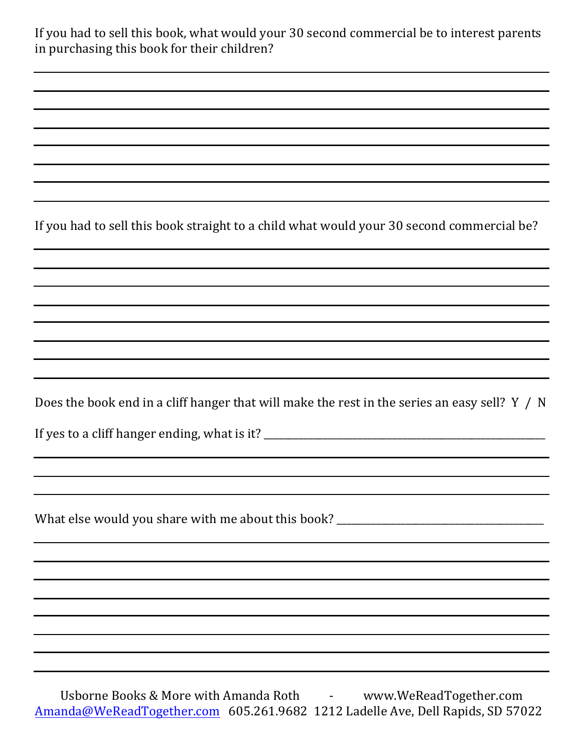If you had to sell this book, what would your 30 second commercial be to interest parents in purchasing this book for their children?

If you had to sell this book straight to a child what would your 30 second commercial be?

Does the book end in a cliff hanger that will make the rest in the series an easy sell? Y / N

If yes to a cliff hanger ending, what is it? ______________________________

What else would you share with me about this book? ______________________________

Usborne Books & More with Amanda Roth - www.WeReadTogether.com
Amanda@WeReadTogether.com 605.261.9682 1212 Ladelle Ave, Dell Rapids, SD 57022